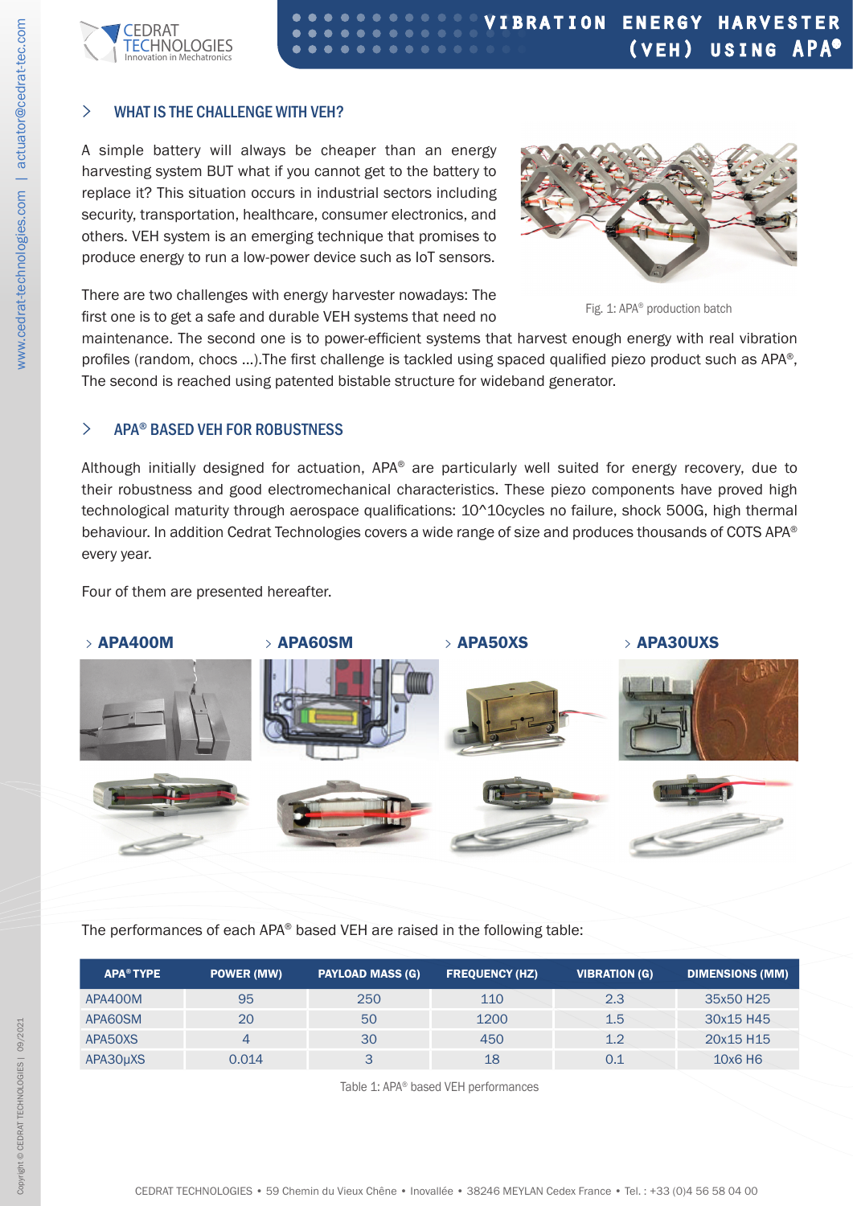# VIBRATION ENERGY HARVESTER (VEH) USING APA®

## WHAT IS THE CHALLENGE WITH VEH?

A simple battery will always be cheaper than an energy harvesting system BUT what if you cannot get to the battery to replace it? This situation occurs in industrial sectors including security, transportation, healthcare, consumer electronics, and others. VEH system is an emerging technique that promises to produce energy to run a low-power device such as IoT sensors.

Fig. 1: APA® production batch

There are two challenges with energy harvester nowadays: The first one is to get a safe and durable VEH systems that need no maintenance. The second one is to power-efficient systems that harvest enough energy with real vibration profiles (random, chocs ...).The first challenge is tackled using spaced qualified piezo product such as APA®, The second is reached using patented bistable structure for wideband generator.

## APA® BASED VEH FOR ROBUSTNESS

Although initially designed for actuation, APA® are particularly well suited for energy recovery, due to their robustness and good electromechanical characteristics. These piezo components have proved high technological maturity through aerospace qualifications: 10^10cycles no failure, shock 500G, high thermal behaviour. In addition Cedrat Technologies covers a wide range of size and produces thousands of COTS APA® every year.

Four of them are presented hereafter.

### APA400M

### APA60SM

### APA50XS

### APA30UXS

The performances of each APA® based VEH are raised in the following table:

| APA® TYPE | POWER (MW) | PAYLOAD MASS (G) | FREQUENCY (HZ) | VIBRATION (G) | DIMENSIONS (MM) |
|---|---|---|---|---|---|
| APA400M | 95 | 250 | 110 | 2.3 | 35x50 H25 |
| APA60SM | 20 | 50 | 1200 | 1.5 | 30x15 H45 |
| APA50XS | 4 | 30 | 450 | 1.2 | 20x15 H15 |
| APA30µXS | 0.014 | 3 | 18 | 0.1 | 10x6 H6 |

Table 1: APA® based VEH performances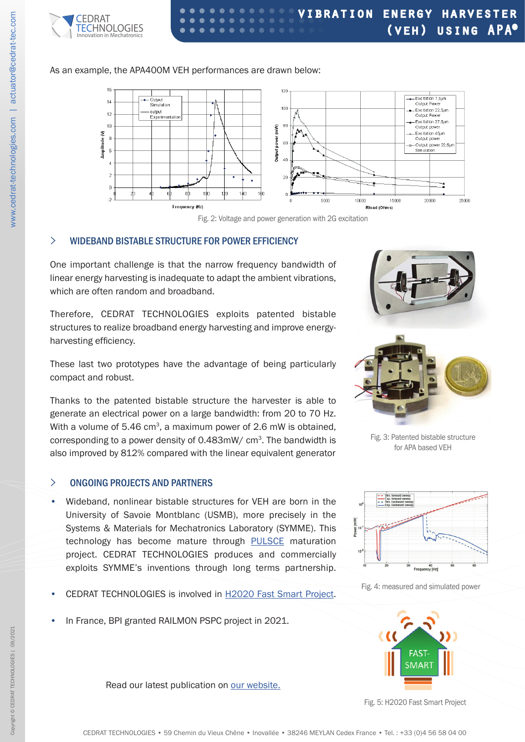As an example, the APA400M VEH performances are drawn below:

Output Simulation
output Experimentation
Amplitude (V)
Frequency (Hz)
16
14
12
10
8
6
4
2
0
-2
0
20
40
60
80
100
120
140
160

Excitation 7,5µm Output Power
Excitation 22,5µm Output Power
Excitation 37,5µm Output power
Excitation 45µm Output power
Output power 22,5µm Simulation
Output power (mW)
Rload (Ohms)
120
100
80
60
40
20
0
0
5000
10000
15000
20000
25000

Fig. 2: Voltage and power generation with 2G excitation

## WIDEBAND BISTABLE STRUCTURE FOR POWER EFFICIENCY

One important challenge is that the narrow frequency bandwidth of linear energy harvesting is inadequate to adapt the ambient vibrations, which are often random and broadband.

Therefore, CEDRAT TECHNOLOGIES exploits patented bistable structures to realize broadband energy harvesting and improve energy-harvesting efficiency.

These last two prototypes have the advantage of being particularly compact and robust.

Thanks to the patented bistable structure the harvester is able to generate an electrical power on a large bandwidth: from 20 to 70 Hz. With a volume of 5.46 cm$^3$, a maximum power of 2.6 mW is obtained, corresponding to a power density of 0.483mW/ cm$^3$. The bandwidth is also improved by 812% compared with the linear equivalent generator

Fig. 3: Patented bistable structure for APA based VEH

## ONGOING PROJECTS AND PARTNERS

- Wideband, nonlinear bistable structures for VEH are born in the University of Savoie Montblanc (USMB), more precisely in the Systems & Materials for Mechatronics Laboratory (SYMME). This technology has become mature through PULSCE maturation project. CEDRAT TECHNOLOGIES produces and commercially exploits SYMME's inventions through long terms partnership.
- CEDRAT TECHNOLOGIES is involved in H2020 Fast Smart Project.
- In France, BPI granted RAILMON PSPC project in 2021.

Sim. forward sweep
Exp. forward sweep
Sim. backward sweep
Exp. backward sweep
Power [mW]
Frequency [Hz]
$10^0$
$10^{-1}$
$10^{-2}$
10
20
30
40
50
60

Fig. 4: measured and simulated power

FAST-SMART

Fig. 5: H2020 Fast Smart Project

Read our latest publication on our website.

CEDRAT TECHNOLOGIES • 59 Chemin du Vieux Chêne • Inovallée • 38246 MEYLAN Cedex France • Tel. : +33 (0)4 56 58 04 00